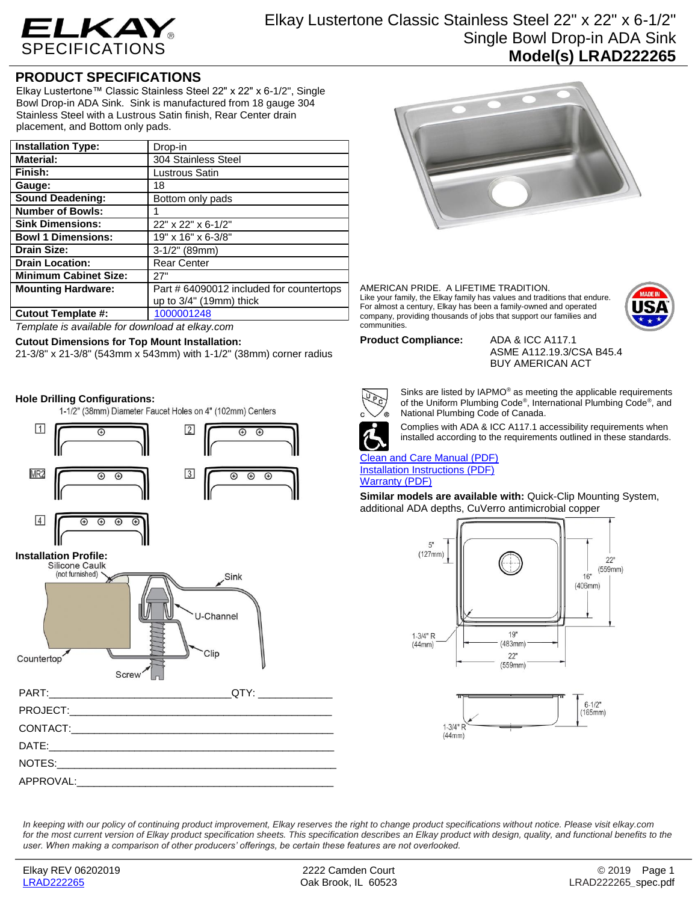# ELKAY SPECIFICATIONS

# Elkay Lustertone Classic Stainless Steel 22" x 22" x 6-1/2" Single Bowl Drop-in ADA Sink

## Model(s) LRAD222265

## PRODUCT SPECIFICATIONS

Elkay Lustertone™ Classic Stainless Steel 22" x 22" x 6-1/2", Single Bowl Drop-in ADA Sink. Sink is manufactured from 18 gauge 304 Stainless Steel with a Lustrous Satin finish, Rear Center drain placement, and Bottom only pads.

| | |
|---|---|
| **Installation Type:** | Drop-in |
| **Material:** | 304 Stainless Steel |
| **Finish:** | Lustrous Satin |
| **Gauge:** | 18 |
| **Sound Deadening:** | Bottom only pads |
| **Number of Bowls:** | 1 |
| **Sink Dimensions:** | 22" x 22" x 6-1/2" |
| **Bowl 1 Dimensions:** | 19" x 16" x 6-3/8" |
| **Drain Size:** | 3-1/2" (89mm) |
| **Drain Location:** | Rear Center |
| **Minimum Cabinet Size:** | 27" |
| **Mounting Hardware:** | Part # 64090012 included for countertops up to 3/4" (19mm) thick |
| **Cutout Template #:** | 1000001248 |

*Template is available for download at elkay.com*

**Cutout Dimensions for Top Mount Installation:**
21-3/8" x 21-3/8" (543mm x 543mm) with 1-1/2" (38mm) corner radius

**Hole Drilling Configurations:**
1-1/2" (38mm) Diameter Faucet Holes on 4" (102mm) Centers

1, 2, MR2, 3, 4

**Installation Profile:**
Silicone Caulk (not furnished), Sink, U-Channel, Clip, Countertop, Screw

PART:_______________________________ QTY: _____________

PROJECT:_____________________________________________

CONTACT:_____________________________________________

DATE:________________________________________________

NOTES:_______________________________________________

APPROVAL:____________________________________________

AMERICAN PRIDE. A LIFETIME TRADITION.
Like your family, the Elkay family has values and traditions that endure. For almost a century, Elkay has been a family-owned and operated company, providing thousands of jobs that support our families and communities.

MADE IN USA

**Product Compliance:** ADA & ICC A117.1
ASME A112.19.3/CSA B45.4
BUY AMERICAN ACT

Sinks are listed by IAPMO® as meeting the applicable requirements of the Uniform Plumbing Code®, International Plumbing Code®, and National Plumbing Code of Canada.

Complies with ADA & ICC A117.1 accessibility requirements when installed according to the requirements outlined in these standards.

[Clean and Care Manual (PDF)](#)
[Installation Instructions (PDF)](#)
[Warranty (PDF)](#)

**Similar models are available with:** Quick-Clip Mounting System, additional ADA depths, CuVerro antimicrobial copper

5" (127mm) | 22" (559mm) | 16" (406mm) | 1-3/4" R (44mm) | 19" (483mm) | 22" (559mm) | 6-1/2" (165mm) | 1-3/4" R (44mm)

*In keeping with our policy of continuing product improvement, Elkay reserves the right to change product specifications without notice. Please visit elkay.com for the most current version of Elkay product specification sheets. This specification describes an Elkay product with design, quality, and functional benefits to the user. When making a comparison of other producers' offerings, be certain these features are not overlooked.*

Elkay REV 06202019
LRAD222265

2222 Camden Court
Oak Brook, IL 60523

© 2019
LRAD222265_spec.pdf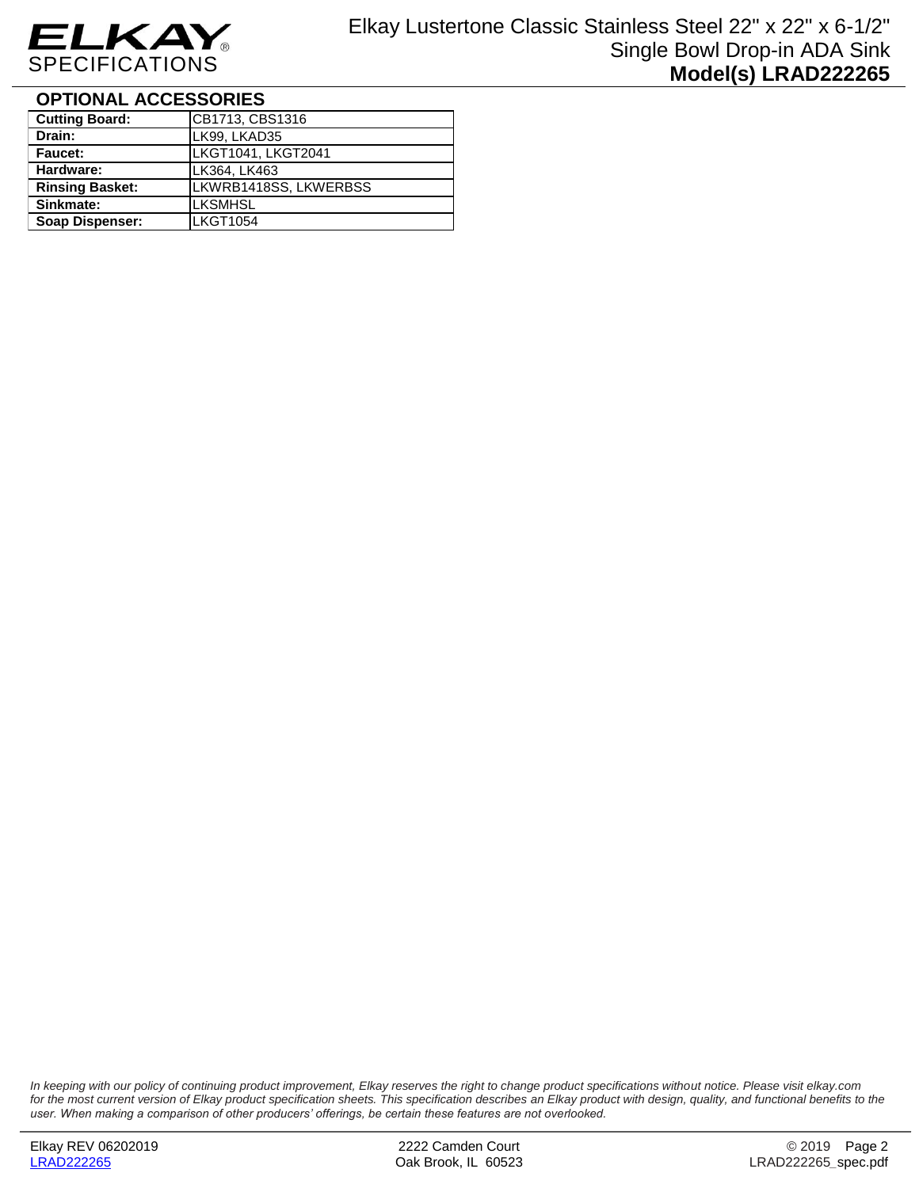## OPTIONAL ACCESSORIES

| | |
|---|---|
| **Cutting Board:** | CB1713, CBS1316 |
| **Drain:** | LK99, LKAD35 |
| **Faucet:** | LKGT1041, LKGT2041 |
| **Hardware:** | LK364, LK463 |
| **Rinsing Basket:** | LKWRB1418SS, LKWERBSS |
| **Sinkmate:** | LKSMHSL |
| **Soap Dispenser:** | LKGT1054 |

*In keeping with our policy of continuing product improvement, Elkay reserves the right to change product specifications without notice. Please visit elkay.com for the most current version of Elkay product specification sheets. This specification describes an Elkay product with design, quality, and functional benefits to the user. When making a comparison of other producers' offerings, be certain these features are not overlooked.*

Elkay REV 06202019
LRAD222265

2222 Camden Court
Oak Brook, IL 60523

© 2019
LRAD222265_spec.pdf